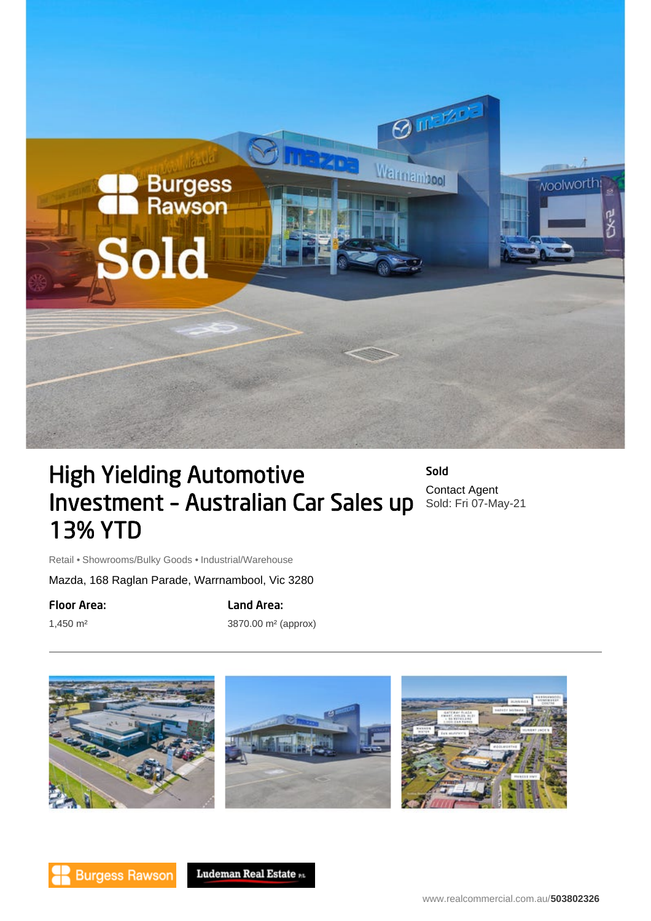# High Yielding Automotive Investment - Australian Car Sales up 13% YTD

**Sold**

Contact Agent

Sold: Fri 07-May-21

Retail • Showrooms/Bulky Goods • Industrial/Warehouse

Mazda, 168 Raglan Parade, Warrnambool, Vic 3280

**Floor Area:**

1,450 m²

**Land Area:**

3870.00 m² (approx)

www.realcommercial.com.au/503802326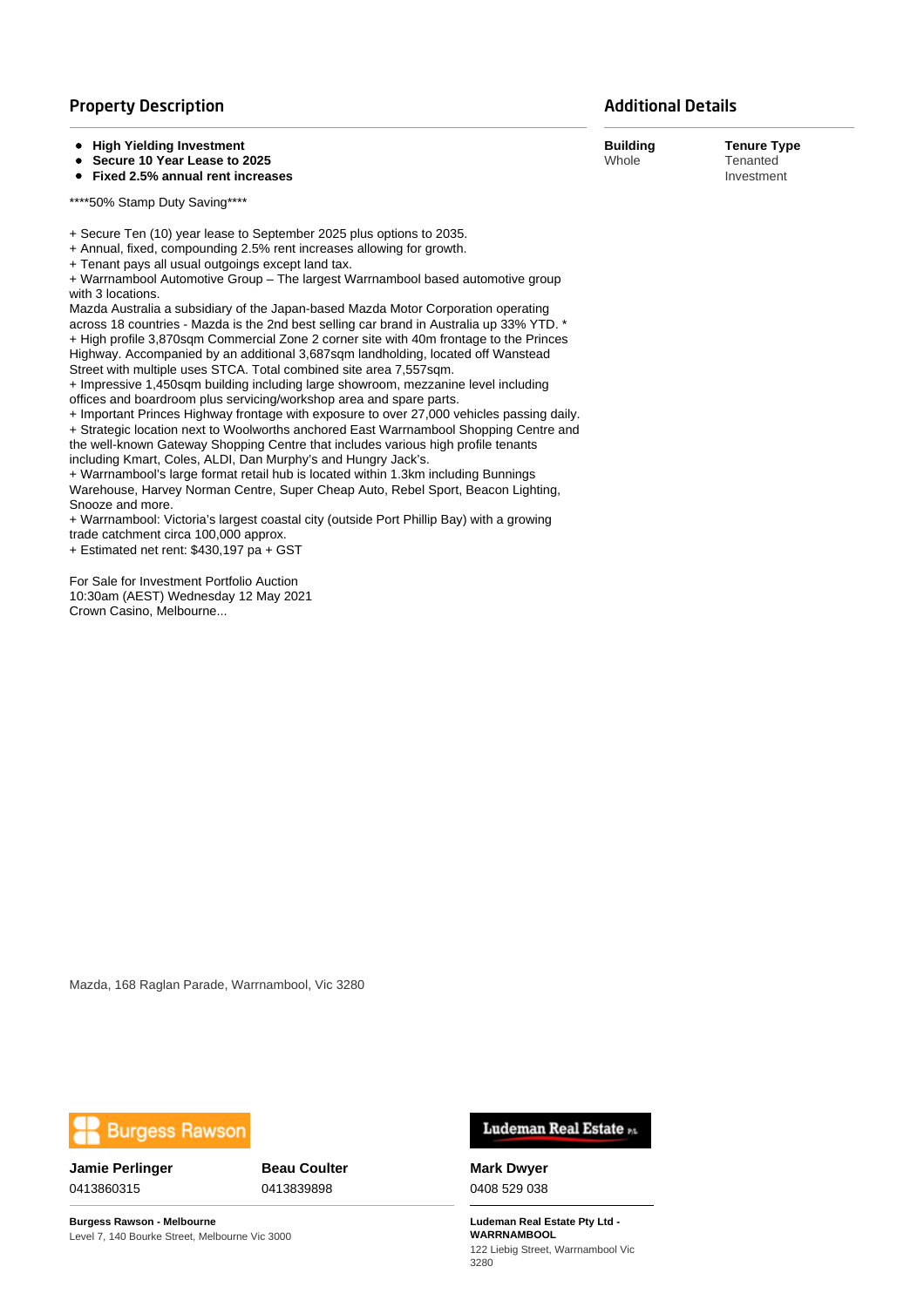## Property Description

- **High Yielding Investment**
- **Secure 10 Year Lease to 2025**
- **Fixed 2.5% annual rent increases**

****50% Stamp Duty Saving****

+ Secure Ten (10) year lease to September 2025 plus options to 2035.
+ Annual, fixed, compounding 2.5% rent increases allowing for growth.
+ Tenant pays all usual outgoings except land tax.
+ Warrnambool Automotive Group – The largest Warrnambool based automotive group with 3 locations.
Mazda Australia a subsidiary of the Japan-based Mazda Motor Corporation operating across 18 countries - Mazda is the 2nd best selling car brand in Australia up 33% YTD. *
+ High profile 3,870sqm Commercial Zone 2 corner site with 40m frontage to the Princes Highway. Accompanied by an additional 3,687sqm landholding, located off Wanstead Street with multiple uses STCA. Total combined site area 7,557sqm.
+ Impressive 1,450sqm building including large showroom, mezzanine level including offices and boardroom plus servicing/workshop area and spare parts.
+ Important Princes Highway frontage with exposure to over 27,000 vehicles passing daily.
+ Strategic location next to Woolworths anchored East Warrnambool Shopping Centre and the well-known Gateway Shopping Centre that includes various high profile tenants including Kmart, Coles, ALDI, Dan Murphy's and Hungry Jack's.
+ Warrnambool's large format retail hub is located within 1.3km including Bunnings Warehouse, Harvey Norman Centre, Super Cheap Auto, Rebel Sport, Beacon Lighting, Snooze and more.
+ Warrnambool: Victoria's largest coastal city (outside Port Phillip Bay) with a growing trade catchment circa 100,000 approx.
+ Estimated net rent: $430,197 pa + GST

For Sale for Investment Portfolio Auction
10:30am (AEST) Wednesday 12 May 2021
Crown Casino, Melbourne...

## Additional Details

**Building**
Whole

**Tenure Type**
Tenanted Investment

Mazda, 168 Raglan Parade, Warrnambool, Vic 3280

Burgess Rawson

**Jamie Perlinger**
0413860315

**Beau Coulter**
0413839898

**Burgess Rawson - Melbourne**
Level 7, 140 Bourke Street, Melbourne Vic 3000

Ludeman Real Estate P/L

**Mark Dwyer**
0408 529 038

**Ludeman Real Estate Pty Ltd - WARRNAMBOOL**
122 Liebig Street, Warrnambool Vic 3280